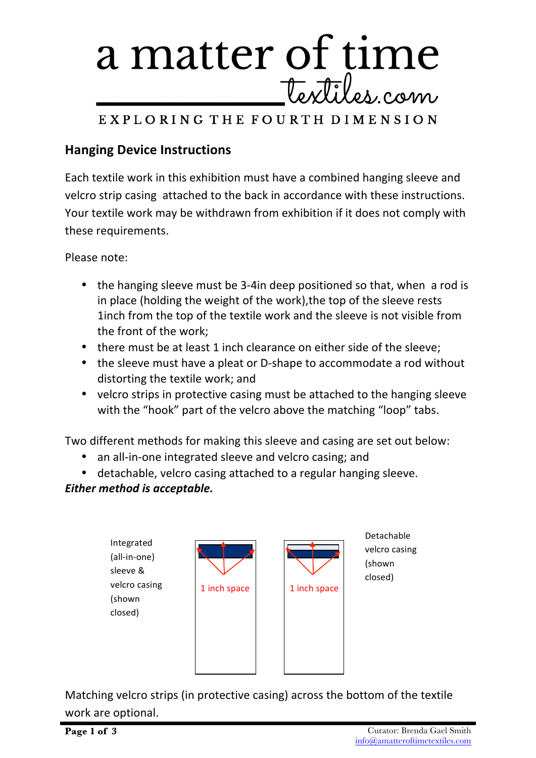# a matter of time

textiles.com

EXPLORING THE FOURTH DIMENSION

## Hanging Device Instructions

Each textile work in this exhibition must have a combined hanging sleeve and velcro strip casing attached to the back in accordance with these instructions. Your textile work may be withdrawn from exhibition if it does not comply with these requirements.

Please note:

- the hanging sleeve must be 3-4in deep positioned so that, when a rod is in place (holding the weight of the work),the top of the sleeve rests 1inch from the top of the textile work and the sleeve is not visible from the front of the work;
- there must be at least 1 inch clearance on either side of the sleeve;
- the sleeve must have a pleat or D-shape to accommodate a rod without distorting the textile work; and
- velcro strips in protective casing must be attached to the hanging sleeve with the "hook" part of the velcro above the matching "loop" tabs.

Two different methods for making this sleeve and casing are set out below:

- an all-in-one integrated sleeve and velcro casing; and
- detachable, velcro casing attached to a regular hanging sleeve.

***Either method is acceptable.***

Integrated (all-in-one) sleeve & velcro casing (shown closed)

1 inch space

1 inch space

Detachable velcro casing (shown closed)

Matching velcro strips (in protective casing) across the bottom of the textile work are optional.

Curator: Brenda Gael Smith
info@amatteroftimetextiles.com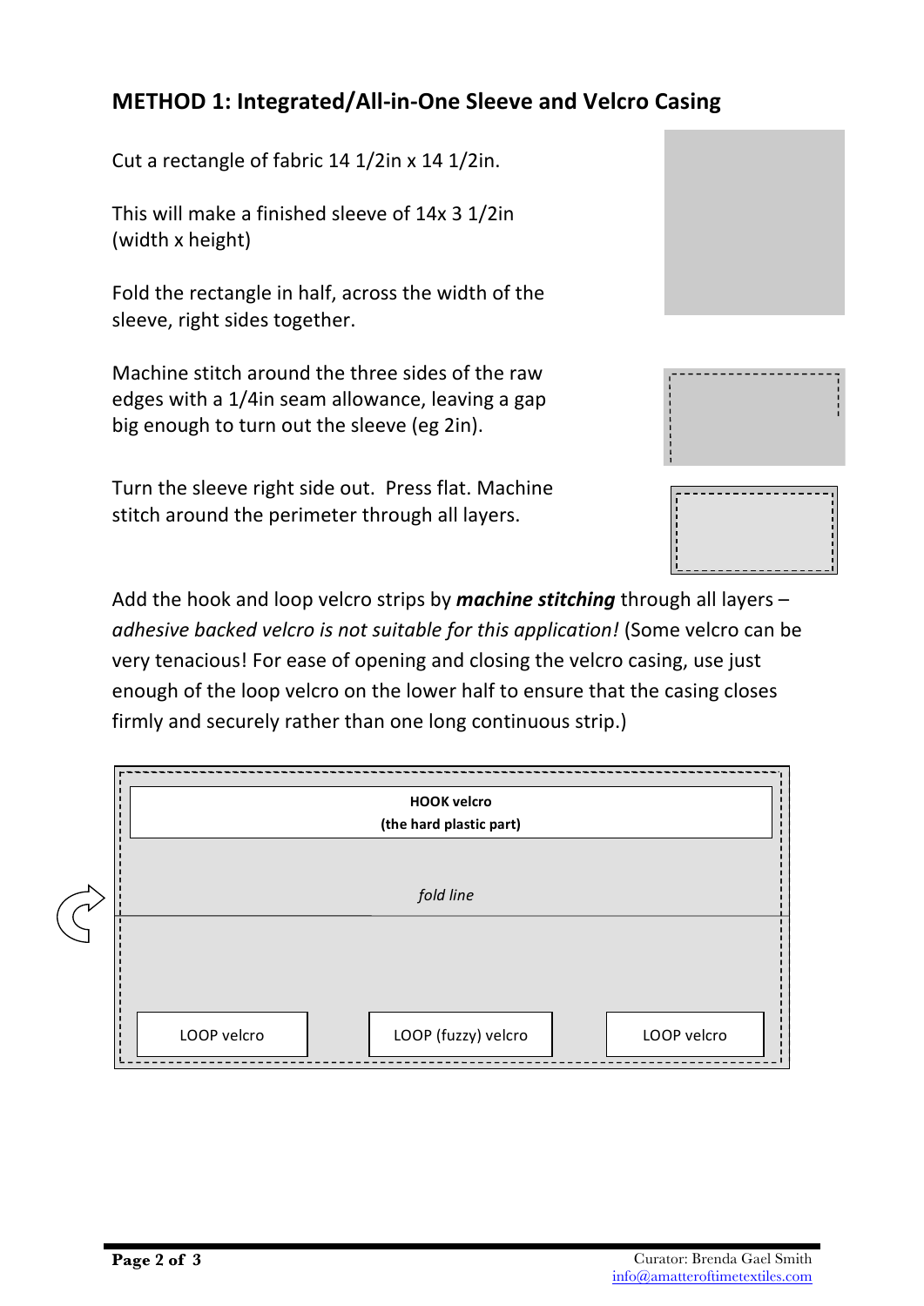## METHOD 1: Integrated/All-in-One Sleeve and Velcro Casing

Cut a rectangle of fabric 14 1/2in x 14 1/2in.

This will make a finished sleeve of 14x 3 1/2in (width x height)

Fold the rectangle in half, across the width of the sleeve, right sides together.

Machine stitch around the three sides of the raw edges with a 1/4in seam allowance, leaving a gap big enough to turn out the sleeve (eg 2in).

Turn the sleeve right side out. Press flat. Machine stitch around the perimeter through all layers.

Add the hook and loop velcro strips by ***machine stitching*** through all layers – *adhesive backed velcro is not suitable for this application!* (Some velcro can be very tenacious! For ease of opening and closing the velcro casing, use just enough of the loop velcro on the lower half to ensure that the casing closes firmly and securely rather than one long continuous strip.)

**HOOK velcro**
**(the hard plastic part)**

*fold line*

LOOP velcro | LOOP (fuzzy) velcro | LOOP velcro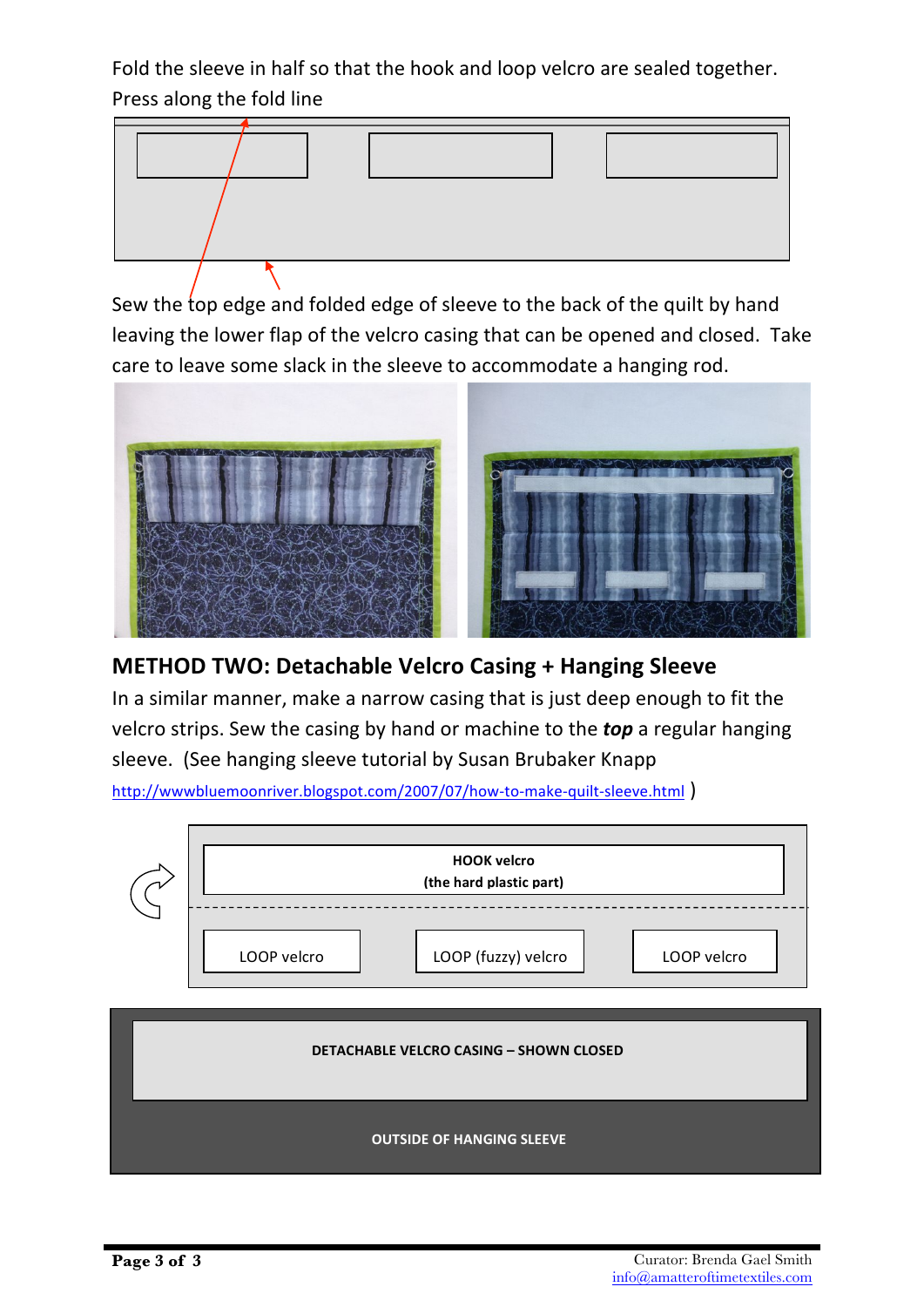Fold the sleeve in half so that the hook and loop velcro are sealed together. Press along the fold line

Sew the top edge and folded edge of sleeve to the back of the quilt by hand leaving the lower flap of the velcro casing that can be opened and closed. Take care to leave some slack in the sleeve to accommodate a hanging rod.

## METHOD TWO: Detachable Velcro Casing + Hanging Sleeve

In a similar manner, make a narrow casing that is just deep enough to fit the velcro strips. Sew the casing by hand or machine to the ***top*** a regular hanging sleeve. (See hanging sleeve tutorial by Susan Brubaker Knapp http://wwwbluemoonriver.blogspot.com/2007/07/how-to-make-quilt-sleeve.html )

**HOOK velcro**
**(the hard plastic part)**

LOOP velcro

LOOP (fuzzy) velcro

LOOP velcro

**DETACHABLE VELCRO CASING – SHOWN CLOSED**

**OUTSIDE OF HANGING SLEEVE**

Curator: Brenda Gael Smith
info@amatteroftimetextiles.com